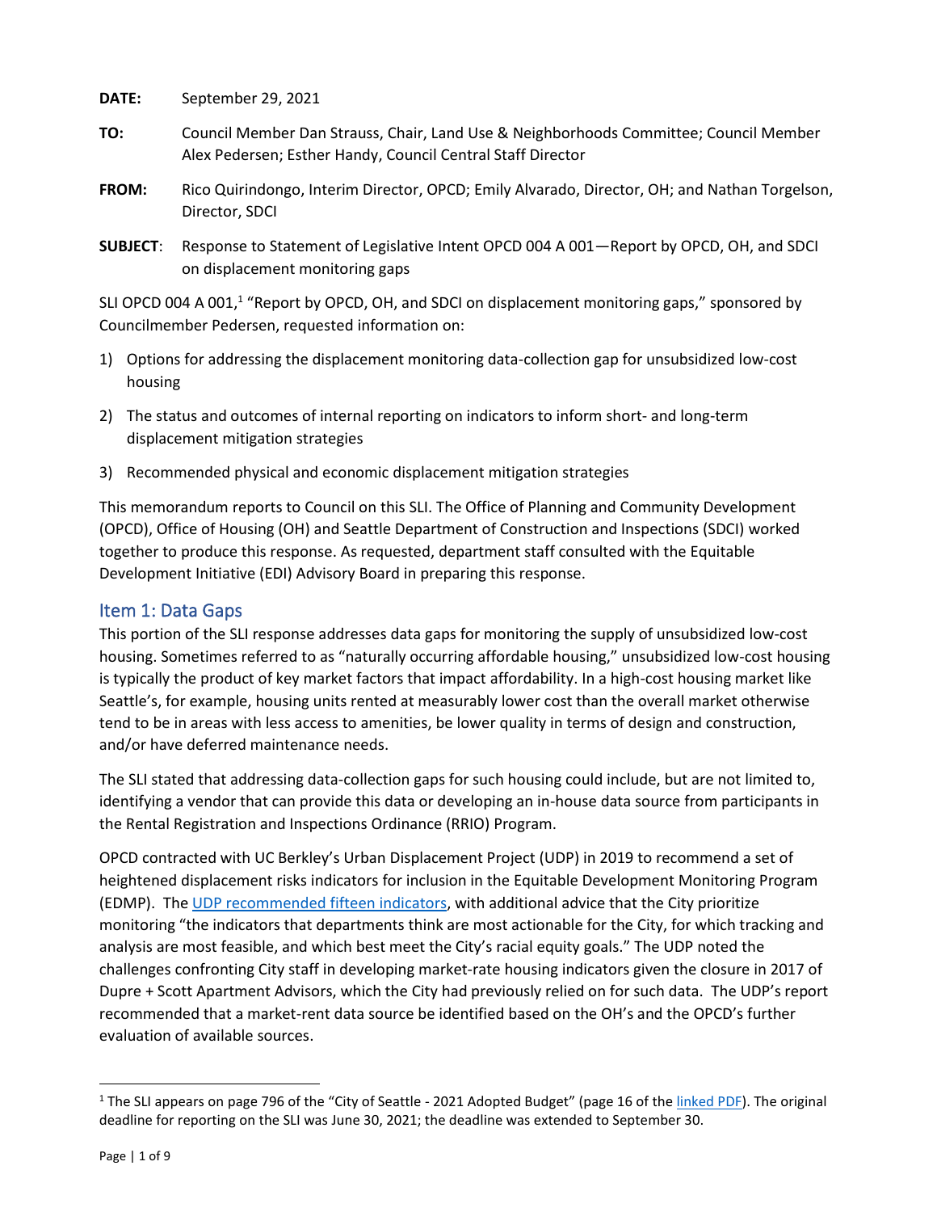**DATE:** September 29, 2021

**TO:** Council Member Dan Strauss, Chair, Land Use & Neighborhoods Committee; Council Member Alex Pedersen; Esther Handy, Council Central Staff Director

**FROM:** Rico Quirindongo, Interim Director, OPCD; Emily Alvarado, Director, OH; and Nathan Torgelson, Director, SDCI

**SUBJECT**: Response to Statement of Legislative Intent OPCD 004 A 001—Report by OPCD, OH, and SDCI on displacement monitoring gaps

SLI OPCD 004 A 001,[1] "Report by OPCD, OH, and SDCI on displacement monitoring gaps," sponsored by Councilmember Pedersen, requested information on:

1) Options for addressing the displacement monitoring data-collection gap for unsubsidized low-cost housing
2) The status and outcomes of internal reporting on indicators to inform short- and long-term displacement mitigation strategies
3) Recommended physical and economic displacement mitigation strategies

This memorandum reports to Council on this SLI. The Office of Planning and Community Development (OPCD), Office of Housing (OH) and Seattle Department of Construction and Inspections (SDCI) worked together to produce this response. As requested, department staff consulted with the Equitable Development Initiative (EDI) Advisory Board in preparing this response.

## Item 1: Data Gaps

This portion of the SLI response addresses data gaps for monitoring the supply of unsubsidized low-cost housing. Sometimes referred to as "naturally occurring affordable housing," unsubsidized low-cost housing is typically the product of key market factors that impact affordability. In a high-cost housing market like Seattle's, for example, housing units rented at measurably lower cost than the overall market otherwise tend to be in areas with less access to amenities, be lower quality in terms of design and construction, and/or have deferred maintenance needs.

The SLI stated that addressing data-collection gaps for such housing could include, but are not limited to, identifying a vendor that can provide this data or developing an in-house data source from participants in the Rental Registration and Inspections Ordinance (RRIO) Program.

OPCD contracted with UC Berkley's Urban Displacement Project (UDP) in 2019 to recommend a set of heightened displacement risks indicators for inclusion in the Equitable Development Monitoring Program (EDMP). The UDP recommended fifteen indicators, with additional advice that the City prioritize monitoring "the indicators that departments think are most actionable for the City, for which tracking and analysis are most feasible, and which best meet the City's racial equity goals." The UDP noted the challenges confronting City staff in developing market-rate housing indicators given the closure in 2017 of Dupre + Scott Apartment Advisors, which the City had previously relied on for such data. The UDP's report recommended that a market-rent data source be identified based on the OH's and the OPCD's further evaluation of available sources.

[1] The SLI appears on page 796 of the "City of Seattle - 2021 Adopted Budget" (page 16 of the linked PDF). The original deadline for reporting on the SLI was June 30, 2021; the deadline was extended to September 30.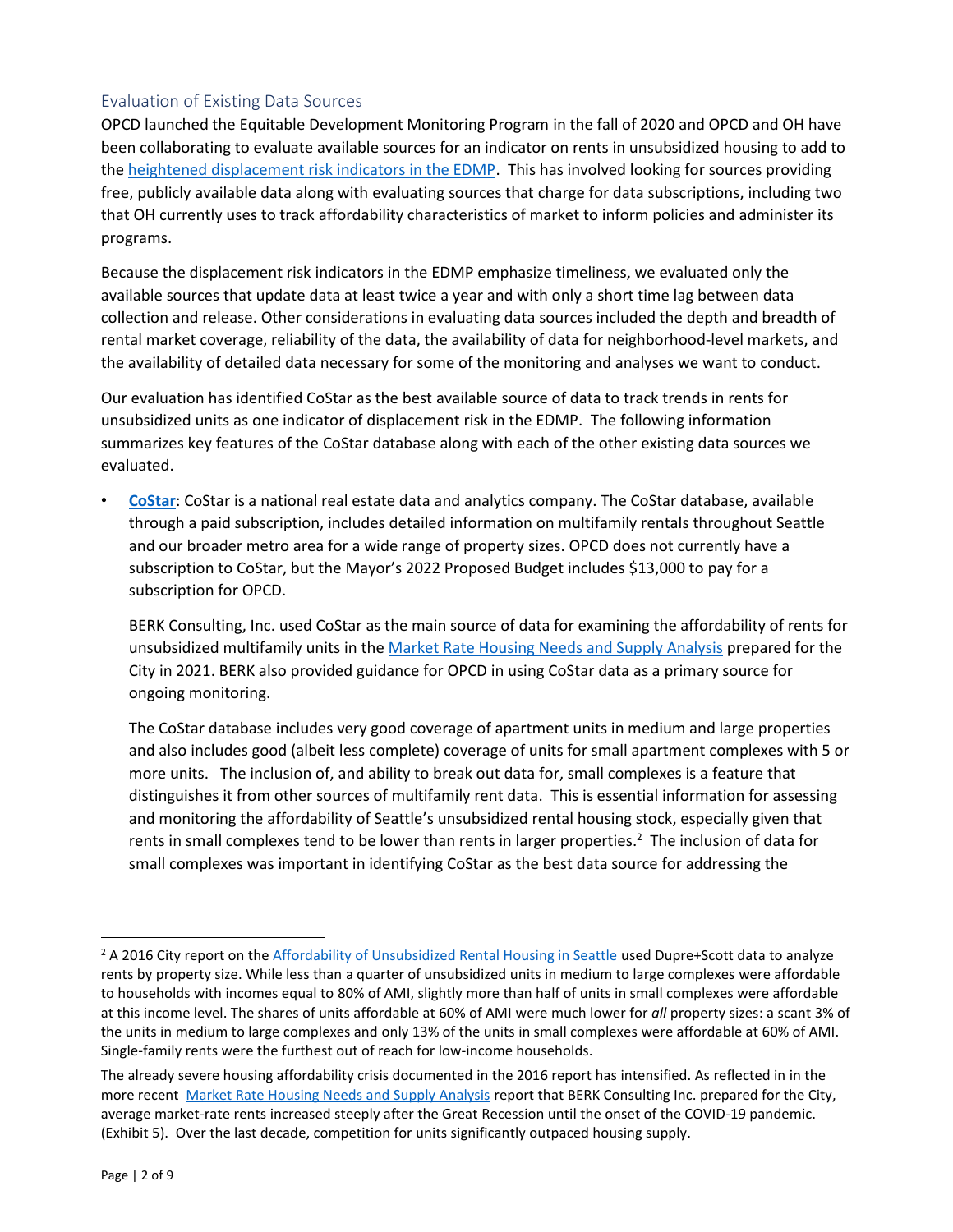## Evaluation of Existing Data Sources

OPCD launched the Equitable Development Monitoring Program in the fall of 2020 and OPCD and OH have been collaborating to evaluate available sources for an indicator on rents in unsubsidized housing to add to the heightened displacement risk indicators in the EDMP. This has involved looking for sources providing free, publicly available data along with evaluating sources that charge for data subscriptions, including two that OH currently uses to track affordability characteristics of market to inform policies and administer its programs.

Because the displacement risk indicators in the EDMP emphasize timeliness, we evaluated only the available sources that update data at least twice a year and with only a short time lag between data collection and release. Other considerations in evaluating data sources included the depth and breadth of rental market coverage, reliability of the data, the availability of data for neighborhood-level markets, and the availability of detailed data necessary for some of the monitoring and analyses we want to conduct.

Our evaluation has identified CoStar as the best available source of data to track trends in rents for unsubsidized units as one indicator of displacement risk in the EDMP. The following information summarizes key features of the CoStar database along with each of the other existing data sources we evaluated.

- **CoStar**: CoStar is a national real estate data and analytics company. The CoStar database, available through a paid subscription, includes detailed information on multifamily rentals throughout Seattle and our broader metro area for a wide range of property sizes. OPCD does not currently have a subscription to CoStar, but the Mayor's 2022 Proposed Budget includes $13,000 to pay for a subscription for OPCD.

  BERK Consulting, Inc. used CoStar as the main source of data for examining the affordability of rents for unsubsidized multifamily units in the Market Rate Housing Needs and Supply Analysis prepared for the City in 2021. BERK also provided guidance for OPCD in using CoStar data as a primary source for ongoing monitoring.

  The CoStar database includes very good coverage of apartment units in medium and large properties and also includes good (albeit less complete) coverage of units for small apartment complexes with 5 or more units. The inclusion of, and ability to break out data for, small complexes is a feature that distinguishes it from other sources of multifamily rent data. This is essential information for assessing and monitoring the affordability of Seattle's unsubsidized rental housing stock, especially given that rents in small complexes tend to be lower than rents in larger properties.[2] The inclusion of data for small complexes was important in identifying CoStar as the best data source for addressing the

---

[2] A 2016 City report on the Affordability of Unsubsidized Rental Housing in Seattle used Dupre+Scott data to analyze rents by property size. While less than a quarter of unsubsidized units in medium to large complexes were affordable to households with incomes equal to 80% of AMI, slightly more than half of units in small complexes were affordable at this income level. The shares of units affordable at 60% of AMI were much lower for *all* property sizes: a scant 3% of the units in medium to large complexes and only 13% of the units in small complexes were affordable at 60% of AMI. Single-family rents were the furthest out of reach for low-income households.

The already severe housing affordability crisis documented in the 2016 report has intensified. As reflected in in the more recent Market Rate Housing Needs and Supply Analysis report that BERK Consulting Inc. prepared for the City, average market-rate rents increased steeply after the Great Recession until the onset of the COVID-19 pandemic. (Exhibit 5). Over the last decade, competition for units significantly outpaced housing supply.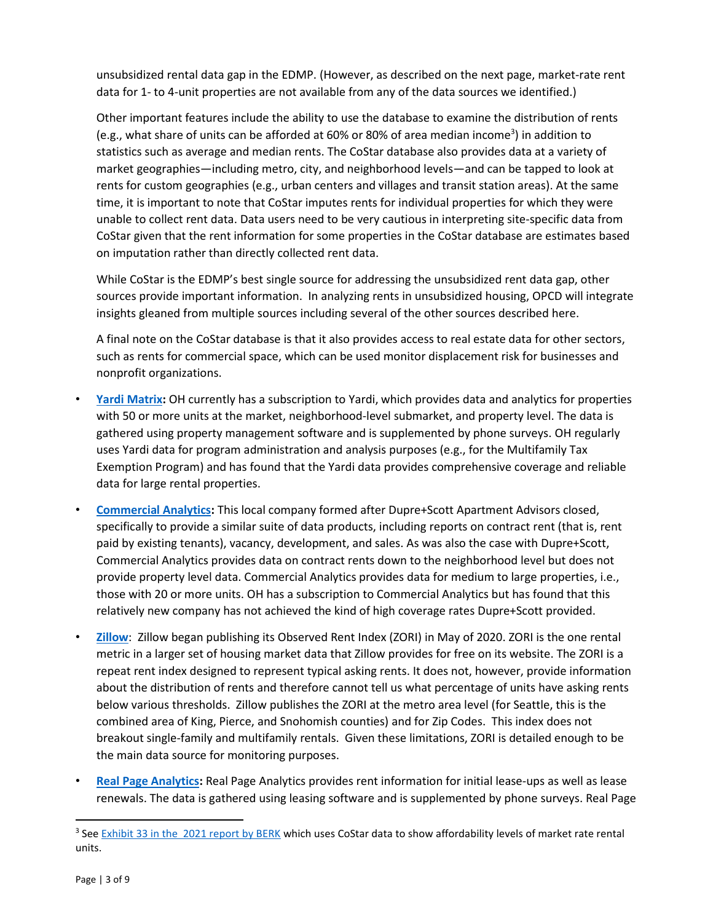unsubsidized rental data gap in the EDMP. (However, as described on the next page, market-rate rent data for 1- to 4-unit properties are not available from any of the data sources we identified.)

Other important features include the ability to use the database to examine the distribution of rents (e.g., what share of units can be afforded at 60% or 80% of area median income[3]) in addition to statistics such as average and median rents. The CoStar database also provides data at a variety of market geographies—including metro, city, and neighborhood levels—and can be tapped to look at rents for custom geographies (e.g., urban centers and villages and transit station areas). At the same time, it is important to note that CoStar imputes rents for individual properties for which they were unable to collect rent data. Data users need to be very cautious in interpreting site-specific data from CoStar given that the rent information for some properties in the CoStar database are estimates based on imputation rather than directly collected rent data.

While CoStar is the EDMP's best single source for addressing the unsubsidized rent data gap, other sources provide important information. In analyzing rents in unsubsidized housing, OPCD will integrate insights gleaned from multiple sources including several of the other sources described here.

A final note on the CoStar database is that it also provides access to real estate data for other sectors, such as rents for commercial space, which can be used monitor displacement risk for businesses and nonprofit organizations.

- **Yardi Matrix:** OH currently has a subscription to Yardi, which provides data and analytics for properties with 50 or more units at the market, neighborhood-level submarket, and property level. The data is gathered using property management software and is supplemented by phone surveys. OH regularly uses Yardi data for program administration and analysis purposes (e.g., for the Multifamily Tax Exemption Program) and has found that the Yardi data provides comprehensive coverage and reliable data for large rental properties.
- **Commercial Analytics:** This local company formed after Dupre+Scott Apartment Advisors closed, specifically to provide a similar suite of data products, including reports on contract rent (that is, rent paid by existing tenants), vacancy, development, and sales. As was also the case with Dupre+Scott, Commercial Analytics provides data on contract rents down to the neighborhood level but does not provide property level data. Commercial Analytics provides data for medium to large properties, i.e., those with 20 or more units. OH has a subscription to Commercial Analytics but has found that this relatively new company has not achieved the kind of high coverage rates Dupre+Scott provided.
- **Zillow**: Zillow began publishing its Observed Rent Index (ZORI) in May of 2020. ZORI is the one rental metric in a larger set of housing market data that Zillow provides for free on its website. The ZORI is a repeat rent index designed to represent typical asking rents. It does not, however, provide information about the distribution of rents and therefore cannot tell us what percentage of units have asking rents below various thresholds. Zillow publishes the ZORI at the metro area level (for Seattle, this is the combined area of King, Pierce, and Snohomish counties) and for Zip Codes. This index does not breakout single-family and multifamily rentals. Given these limitations, ZORI is detailed enough to be the main data source for monitoring purposes.
- **Real Page Analytics:** Real Page Analytics provides rent information for initial lease-ups as well as lease renewals. The data is gathered using leasing software and is supplemented by phone surveys. Real Page

---

[3] See Exhibit 33 in the 2021 report by BERK which uses CoStar data to show affordability levels of market rate rental units.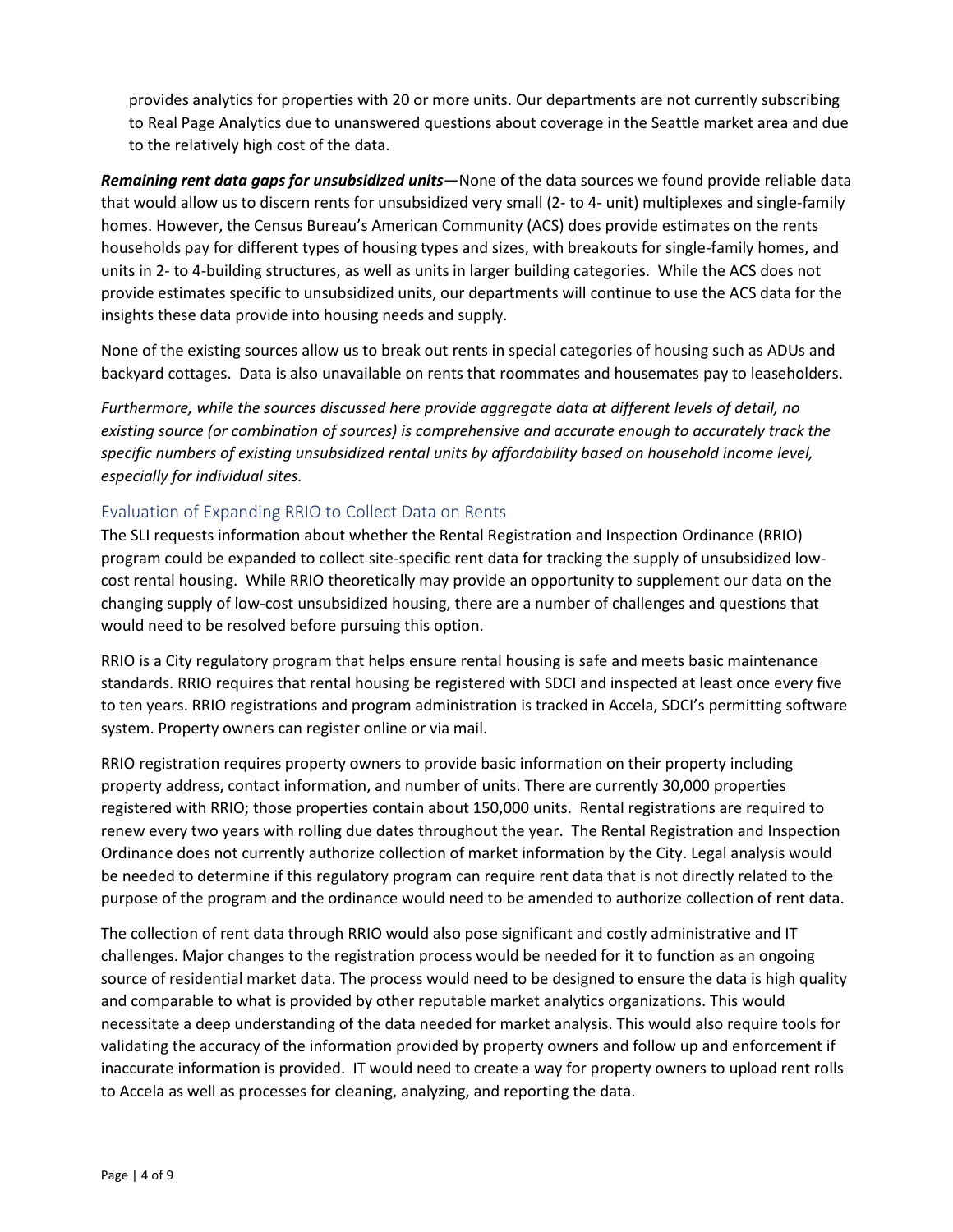provides analytics for properties with 20 or more units. Our departments are not currently subscribing to Real Page Analytics due to unanswered questions about coverage in the Seattle market area and due to the relatively high cost of the data.

***Remaining rent data gaps for unsubsidized units***—None of the data sources we found provide reliable data that would allow us to discern rents for unsubsidized very small (2- to 4- unit) multiplexes and single-family homes. However, the Census Bureau's American Community (ACS) does provide estimates on the rents households pay for different types of housing types and sizes, with breakouts for single-family homes, and units in 2- to 4-building structures, as well as units in larger building categories. While the ACS does not provide estimates specific to unsubsidized units, our departments will continue to use the ACS data for the insights these data provide into housing needs and supply.

None of the existing sources allow us to break out rents in special categories of housing such as ADUs and backyard cottages. Data is also unavailable on rents that roommates and housemates pay to leaseholders.

*Furthermore, while the sources discussed here provide aggregate data at different levels of detail, no existing source (or combination of sources) is comprehensive and accurate enough to accurately track the specific numbers of existing unsubsidized rental units by affordability based on household income level, especially for individual sites.*

## Evaluation of Expanding RRIO to Collect Data on Rents

The SLI requests information about whether the Rental Registration and Inspection Ordinance (RRIO) program could be expanded to collect site-specific rent data for tracking the supply of unsubsidized low-cost rental housing. While RRIO theoretically may provide an opportunity to supplement our data on the changing supply of low-cost unsubsidized housing, there are a number of challenges and questions that would need to be resolved before pursuing this option.

RRIO is a City regulatory program that helps ensure rental housing is safe and meets basic maintenance standards. RRIO requires that rental housing be registered with SDCI and inspected at least once every five to ten years. RRIO registrations and program administration is tracked in Accela, SDCI's permitting software system. Property owners can register online or via mail.

RRIO registration requires property owners to provide basic information on their property including property address, contact information, and number of units. There are currently 30,000 properties registered with RRIO; those properties contain about 150,000 units. Rental registrations are required to renew every two years with rolling due dates throughout the year. The Rental Registration and Inspection Ordinance does not currently authorize collection of market information by the City. Legal analysis would be needed to determine if this regulatory program can require rent data that is not directly related to the purpose of the program and the ordinance would need to be amended to authorize collection of rent data.

The collection of rent data through RRIO would also pose significant and costly administrative and IT challenges. Major changes to the registration process would be needed for it to function as an ongoing source of residential market data. The process would need to be designed to ensure the data is high quality and comparable to what is provided by other reputable market analytics organizations. This would necessitate a deep understanding of the data needed for market analysis. This would also require tools for validating the accuracy of the information provided by property owners and follow up and enforcement if inaccurate information is provided. IT would need to create a way for property owners to upload rent rolls to Accela as well as processes for cleaning, analyzing, and reporting the data.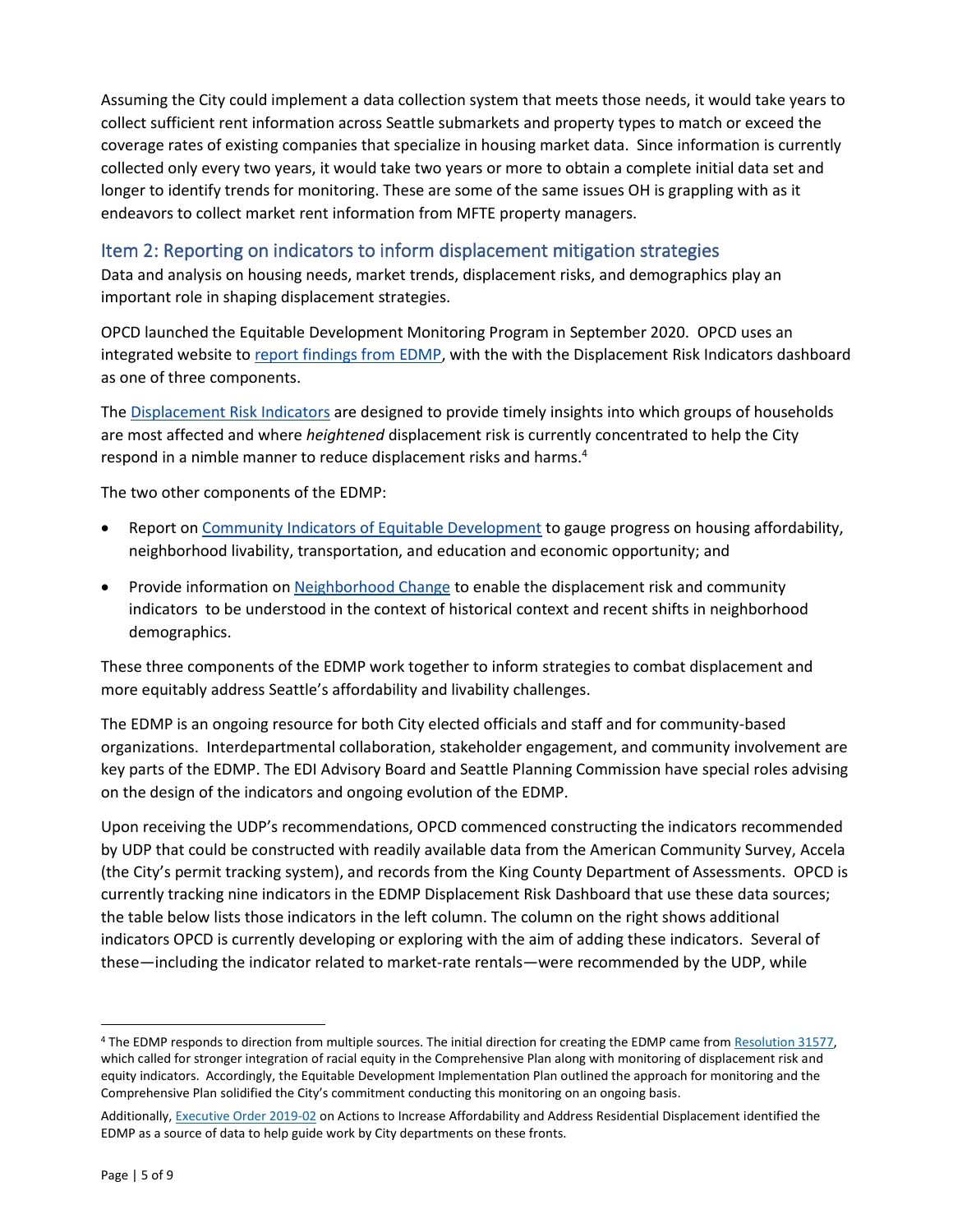Assuming the City could implement a data collection system that meets those needs, it would take years to collect sufficient rent information across Seattle submarkets and property types to match or exceed the coverage rates of existing companies that specialize in housing market data. Since information is currently collected only every two years, it would take two years or more to obtain a complete initial data set and longer to identify trends for monitoring. These are some of the same issues OH is grappling with as it endeavors to collect market rent information from MFTE property managers.

## Item 2: Reporting on indicators to inform displacement mitigation strategies

Data and analysis on housing needs, market trends, displacement risks, and demographics play an important role in shaping displacement strategies.

OPCD launched the Equitable Development Monitoring Program in September 2020. OPCD uses an integrated website to report findings from EDMP, with the with the Displacement Risk Indicators dashboard as one of three components.

The Displacement Risk Indicators are designed to provide timely insights into which groups of households are most affected and where *heightened* displacement risk is currently concentrated to help the City respond in a nimble manner to reduce displacement risks and harms.[4]

The two other components of the EDMP:

- Report on Community Indicators of Equitable Development to gauge progress on housing affordability, neighborhood livability, transportation, and education and economic opportunity; and
- Provide information on Neighborhood Change to enable the displacement risk and community indicators to be understood in the context of historical context and recent shifts in neighborhood demographics.

These three components of the EDMP work together to inform strategies to combat displacement and more equitably address Seattle's affordability and livability challenges.

The EDMP is an ongoing resource for both City elected officials and staff and for community-based organizations. Interdepartmental collaboration, stakeholder engagement, and community involvement are key parts of the EDMP. The EDI Advisory Board and Seattle Planning Commission have special roles advising on the design of the indicators and ongoing evolution of the EDMP.

Upon receiving the UDP's recommendations, OPCD commenced constructing the indicators recommended by UDP that could be constructed with readily available data from the American Community Survey, Accela (the City's permit tracking system), and records from the King County Department of Assessments. OPCD is currently tracking nine indicators in the EDMP Displacement Risk Dashboard that use these data sources; the table below lists those indicators in the left column. The column on the right shows additional indicators OPCD is currently developing or exploring with the aim of adding these indicators. Several of these—including the indicator related to market-rate rentals—were recommended by the UDP, while

---

[4] The EDMP responds to direction from multiple sources. The initial direction for creating the EDMP came from Resolution 31577, which called for stronger integration of racial equity in the Comprehensive Plan along with monitoring of displacement risk and equity indicators. Accordingly, the Equitable Development Implementation Plan outlined the approach for monitoring and the Comprehensive Plan solidified the City's commitment conducting this monitoring on an ongoing basis.

Additionally, Executive Order 2019-02 on Actions to Increase Affordability and Address Residential Displacement identified the EDMP as a source of data to help guide work by City departments on these fronts.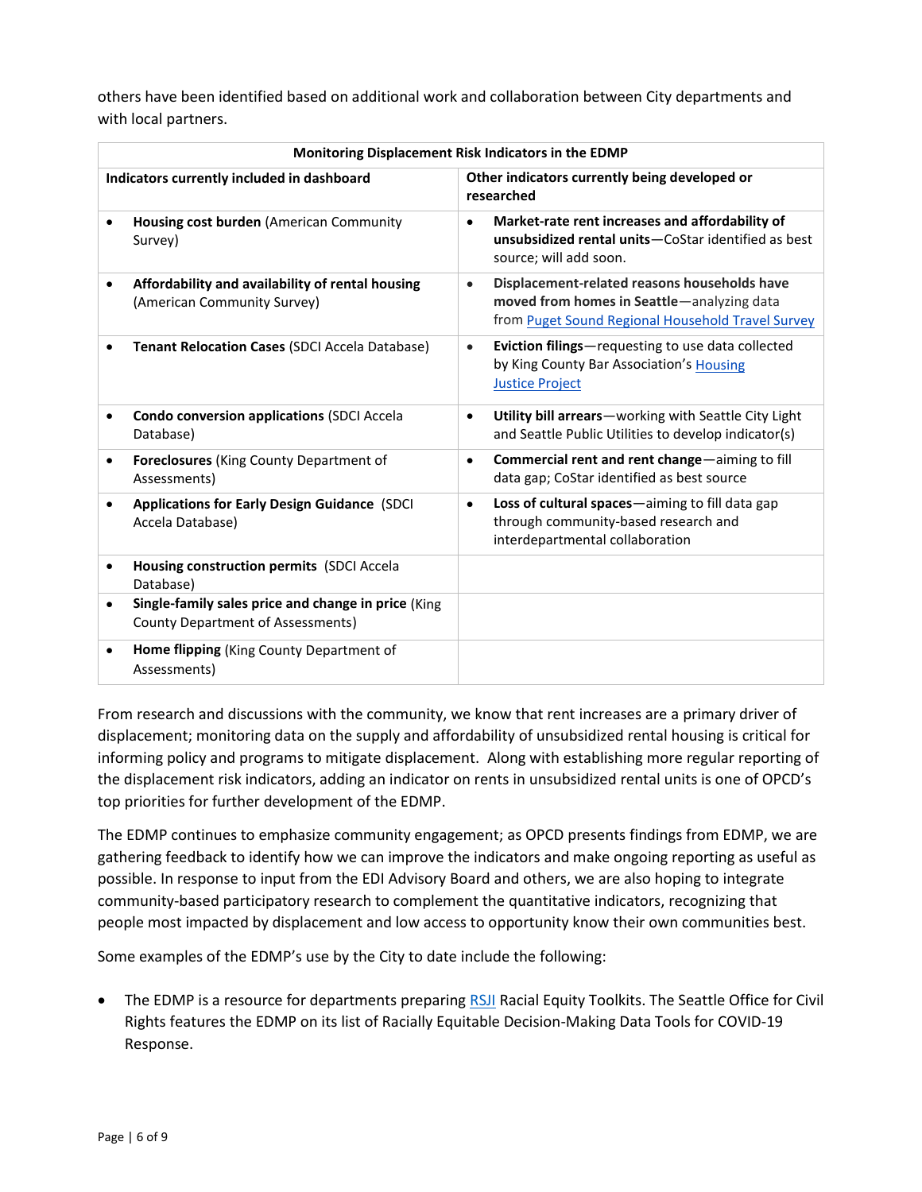others have been identified based on additional work and collaboration between City departments and with local partners.

| Monitoring Displacement Risk Indicators in the EDMP | |
|---|---|
| **Indicators currently included in dashboard** | **Other indicators currently being developed or researched** |
| • **Housing cost burden** (American Community Survey) | • **Market-rate rent increases and affordability of unsubsidized rental units**—CoStar identified as best source; will add soon. |
| • **Affordability and availability of rental housing** (American Community Survey) | • **Displacement-related reasons households have moved from homes in Seattle**—analyzing data from Puget Sound Regional Household Travel Survey |
| • **Tenant Relocation Cases** (SDCI Accela Database) | • **Eviction filings**—requesting to use data collected by King County Bar Association's Housing Justice Project |
| • **Condo conversion applications** (SDCI Accela Database) | • **Utility bill arrears**—working with Seattle City Light and Seattle Public Utilities to develop indicator(s) |
| • **Foreclosures** (King County Department of Assessments) | • **Commercial rent and rent change**—aiming to fill data gap; CoStar identified as best source |
| • **Applications for Early Design Guidance** (SDCI Accela Database) | • **Loss of cultural spaces**—aiming to fill data gap through community-based research and interdepartmental collaboration |
| • **Housing construction permits** (SDCI Accela Database) | |
| • **Single-family sales price and change in price** (King County Department of Assessments) | |
| • **Home flipping** (King County Department of Assessments) | |

From research and discussions with the community, we know that rent increases are a primary driver of displacement; monitoring data on the supply and affordability of unsubsidized rental housing is critical for informing policy and programs to mitigate displacement. Along with establishing more regular reporting of the displacement risk indicators, adding an indicator on rents in unsubsidized rental units is one of OPCD's top priorities for further development of the EDMP.

The EDMP continues to emphasize community engagement; as OPCD presents findings from EDMP, we are gathering feedback to identify how we can improve the indicators and make ongoing reporting as useful as possible. In response to input from the EDI Advisory Board and others, we are also hoping to integrate community-based participatory research to complement the quantitative indicators, recognizing that people most impacted by displacement and low access to opportunity know their own communities best.

Some examples of the EDMP's use by the City to date include the following:

- The EDMP is a resource for departments preparing RSJI Racial Equity Toolkits. The Seattle Office for Civil Rights features the EDMP on its list of Racially Equitable Decision-Making Data Tools for COVID-19 Response.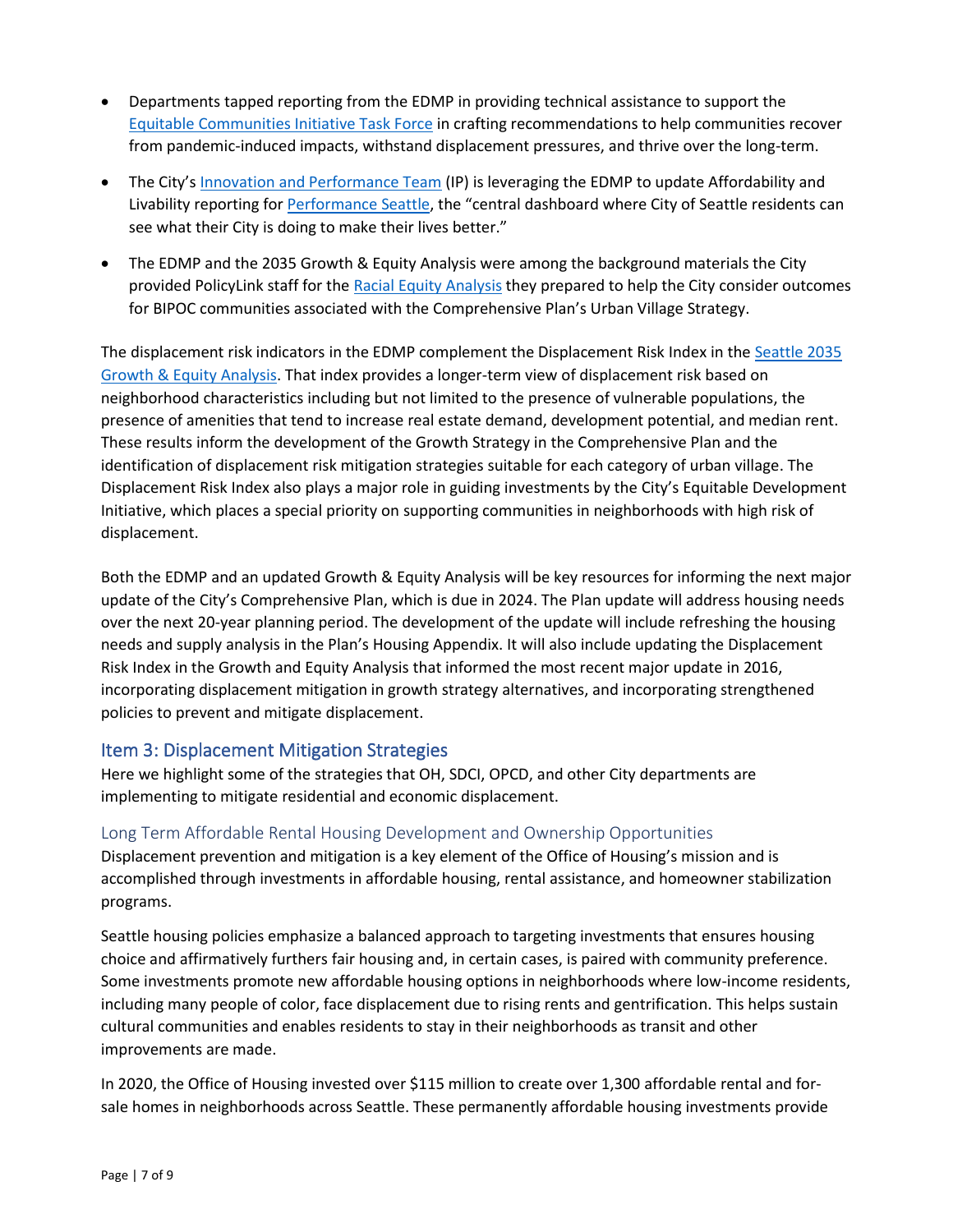- Departments tapped reporting from the EDMP in providing technical assistance to support the Equitable Communities Initiative Task Force in crafting recommendations to help communities recover from pandemic-induced impacts, withstand displacement pressures, and thrive over the long-term.
- The City's Innovation and Performance Team (IP) is leveraging the EDMP to update Affordability and Livability reporting for Performance Seattle, the "central dashboard where City of Seattle residents can see what their City is doing to make their lives better."
- The EDMP and the 2035 Growth & Equity Analysis were among the background materials the City provided PolicyLink staff for the Racial Equity Analysis they prepared to help the City consider outcomes for BIPOC communities associated with the Comprehensive Plan's Urban Village Strategy.

The displacement risk indicators in the EDMP complement the Displacement Risk Index in the Seattle 2035 Growth & Equity Analysis. That index provides a longer-term view of displacement risk based on neighborhood characteristics including but not limited to the presence of vulnerable populations, the presence of amenities that tend to increase real estate demand, development potential, and median rent. These results inform the development of the Growth Strategy in the Comprehensive Plan and the identification of displacement risk mitigation strategies suitable for each category of urban village. The Displacement Risk Index also plays a major role in guiding investments by the City's Equitable Development Initiative, which places a special priority on supporting communities in neighborhoods with high risk of displacement.

Both the EDMP and an updated Growth & Equity Analysis will be key resources for informing the next major update of the City's Comprehensive Plan, which is due in 2024. The Plan update will address housing needs over the next 20-year planning period. The development of the update will include refreshing the housing needs and supply analysis in the Plan's Housing Appendix. It will also include updating the Displacement Risk Index in the Growth and Equity Analysis that informed the most recent major update in 2016, incorporating displacement mitigation in growth strategy alternatives, and incorporating strengthened policies to prevent and mitigate displacement.

## Item 3: Displacement Mitigation Strategies

Here we highlight some of the strategies that OH, SDCI, OPCD, and other City departments are implementing to mitigate residential and economic displacement.

### Long Term Affordable Rental Housing Development and Ownership Opportunities

Displacement prevention and mitigation is a key element of the Office of Housing's mission and is accomplished through investments in affordable housing, rental assistance, and homeowner stabilization programs.

Seattle housing policies emphasize a balanced approach to targeting investments that ensures housing choice and affirmatively furthers fair housing and, in certain cases, is paired with community preference. Some investments promote new affordable housing options in neighborhoods where low-income residents, including many people of color, face displacement due to rising rents and gentrification. This helps sustain cultural communities and enables residents to stay in their neighborhoods as transit and other improvements are made.

In 2020, the Office of Housing invested over $115 million to create over 1,300 affordable rental and for-sale homes in neighborhoods across Seattle. These permanently affordable housing investments provide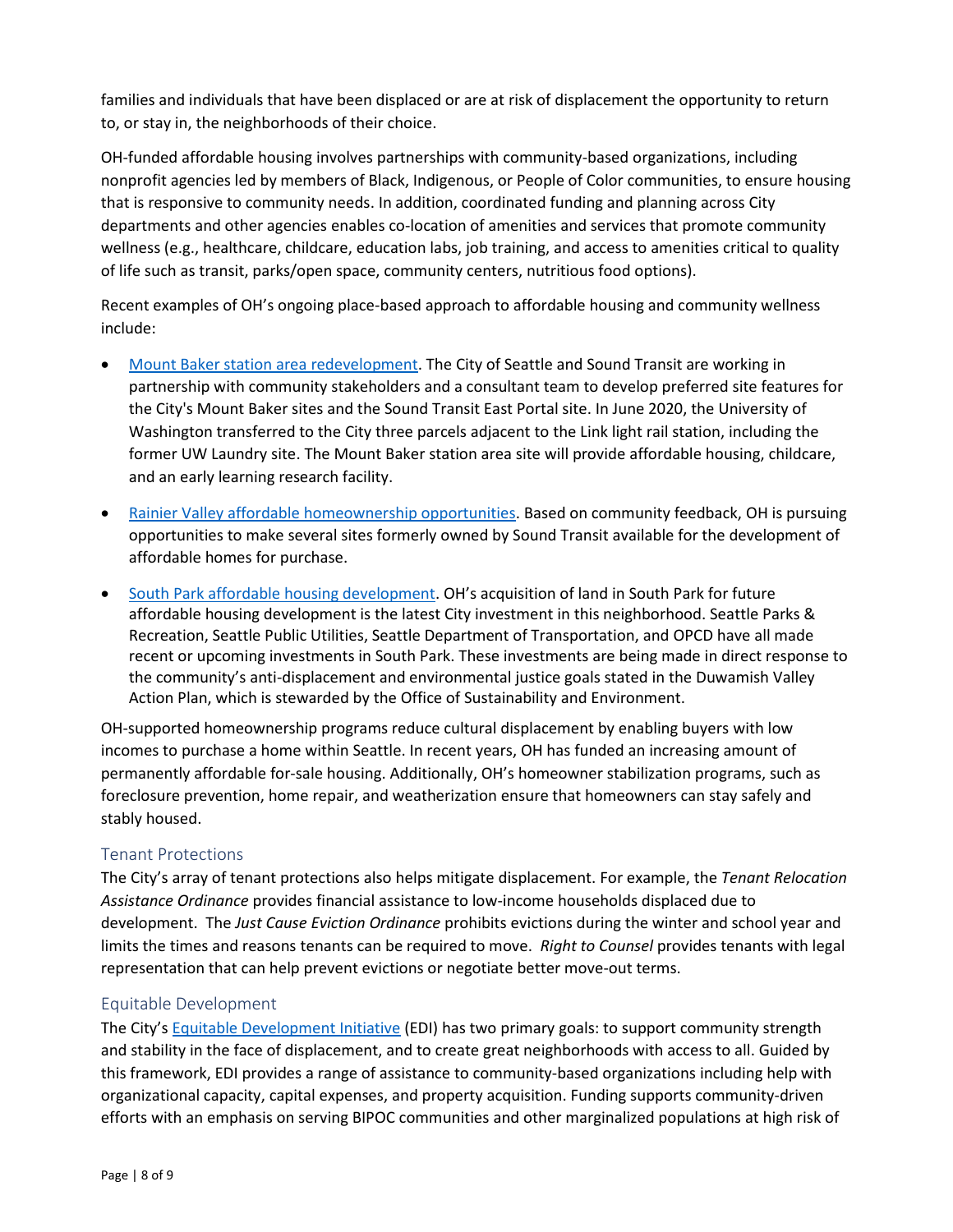families and individuals that have been displaced or are at risk of displacement the opportunity to return to, or stay in, the neighborhoods of their choice.

OH-funded affordable housing involves partnerships with community-based organizations, including nonprofit agencies led by members of Black, Indigenous, or People of Color communities, to ensure housing that is responsive to community needs. In addition, coordinated funding and planning across City departments and other agencies enables co-location of amenities and services that promote community wellness (e.g., healthcare, childcare, education labs, job training, and access to amenities critical to quality of life such as transit, parks/open space, community centers, nutritious food options).

Recent examples of OH's ongoing place-based approach to affordable housing and community wellness include:

- Mount Baker station area redevelopment. The City of Seattle and Sound Transit are working in partnership with community stakeholders and a consultant team to develop preferred site features for the City's Mount Baker sites and the Sound Transit East Portal site. In June 2020, the University of Washington transferred to the City three parcels adjacent to the Link light rail station, including the former UW Laundry site. The Mount Baker station area site will provide affordable housing, childcare, and an early learning research facility.
- Rainier Valley affordable homeownership opportunities. Based on community feedback, OH is pursuing opportunities to make several sites formerly owned by Sound Transit available for the development of affordable homes for purchase.
- South Park affordable housing development. OH's acquisition of land in South Park for future affordable housing development is the latest City investment in this neighborhood. Seattle Parks & Recreation, Seattle Public Utilities, Seattle Department of Transportation, and OPCD have all made recent or upcoming investments in South Park. These investments are being made in direct response to the community's anti-displacement and environmental justice goals stated in the Duwamish Valley Action Plan, which is stewarded by the Office of Sustainability and Environment.

OH-supported homeownership programs reduce cultural displacement by enabling buyers with low incomes to purchase a home within Seattle. In recent years, OH has funded an increasing amount of permanently affordable for-sale housing. Additionally, OH's homeowner stabilization programs, such as foreclosure prevention, home repair, and weatherization ensure that homeowners can stay safely and stably housed.

### Tenant Protections

The City's array of tenant protections also helps mitigate displacement. For example, the *Tenant Relocation Assistance Ordinance* provides financial assistance to low-income households displaced due to development. The *Just Cause Eviction Ordinance* prohibits evictions during the winter and school year and limits the times and reasons tenants can be required to move. *Right to Counsel* provides tenants with legal representation that can help prevent evictions or negotiate better move-out terms.

### Equitable Development

The City's Equitable Development Initiative (EDI) has two primary goals: to support community strength and stability in the face of displacement, and to create great neighborhoods with access to all. Guided by this framework, EDI provides a range of assistance to community-based organizations including help with organizational capacity, capital expenses, and property acquisition. Funding supports community-driven efforts with an emphasis on serving BIPOC communities and other marginalized populations at high risk of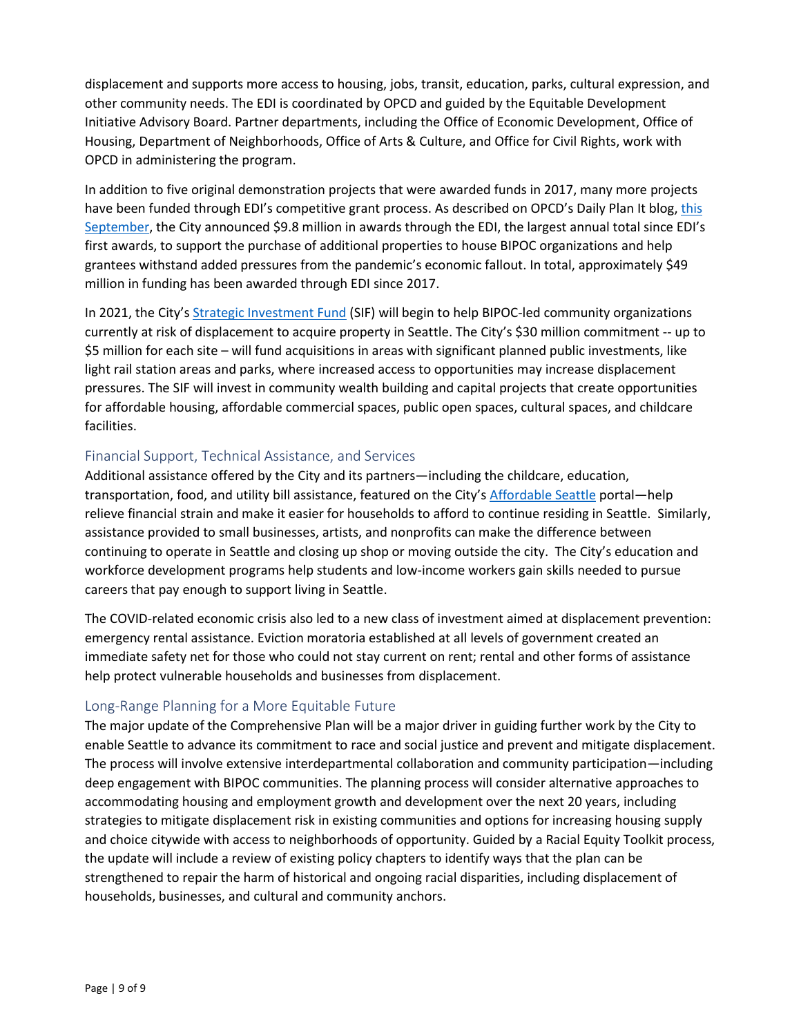displacement and supports more access to housing, jobs, transit, education, parks, cultural expression, and other community needs. The EDI is coordinated by OPCD and guided by the Equitable Development Initiative Advisory Board. Partner departments, including the Office of Economic Development, Office of Housing, Department of Neighborhoods, Office of Arts & Culture, and Office for Civil Rights, work with OPCD in administering the program.

In addition to five original demonstration projects that were awarded funds in 2017, many more projects have been funded through EDI's competitive grant process. As described on OPCD's Daily Plan It blog, this September, the City announced $9.8 million in awards through the EDI, the largest annual total since EDI's first awards, to support the purchase of additional properties to house BIPOC organizations and help grantees withstand added pressures from the pandemic's economic fallout. In total, approximately $49 million in funding has been awarded through EDI since 2017.

In 2021, the City's Strategic Investment Fund (SIF) will begin to help BIPOC-led community organizations currently at risk of displacement to acquire property in Seattle. The City's $30 million commitment -- up to $5 million for each site – will fund acquisitions in areas with significant planned public investments, like light rail station areas and parks, where increased access to opportunities may increase displacement pressures. The SIF will invest in community wealth building and capital projects that create opportunities for affordable housing, affordable commercial spaces, public open spaces, cultural spaces, and childcare facilities.

## Financial Support, Technical Assistance, and Services

Additional assistance offered by the City and its partners—including the childcare, education, transportation, food, and utility bill assistance, featured on the City's Affordable Seattle portal—help relieve financial strain and make it easier for households to afford to continue residing in Seattle. Similarly, assistance provided to small businesses, artists, and nonprofits can make the difference between continuing to operate in Seattle and closing up shop or moving outside the city. The City's education and workforce development programs help students and low-income workers gain skills needed to pursue careers that pay enough to support living in Seattle.

The COVID-related economic crisis also led to a new class of investment aimed at displacement prevention: emergency rental assistance. Eviction moratoria established at all levels of government created an immediate safety net for those who could not stay current on rent; rental and other forms of assistance help protect vulnerable households and businesses from displacement.

## Long-Range Planning for a More Equitable Future

The major update of the Comprehensive Plan will be a major driver in guiding further work by the City to enable Seattle to advance its commitment to race and social justice and prevent and mitigate displacement. The process will involve extensive interdepartmental collaboration and community participation—including deep engagement with BIPOC communities. The planning process will consider alternative approaches to accommodating housing and employment growth and development over the next 20 years, including strategies to mitigate displacement risk in existing communities and options for increasing housing supply and choice citywide with access to neighborhoods of opportunity. Guided by a Racial Equity Toolkit process, the update will include a review of existing policy chapters to identify ways that the plan can be strengthened to repair the harm of historical and ongoing racial disparities, including displacement of households, businesses, and cultural and community anchors.